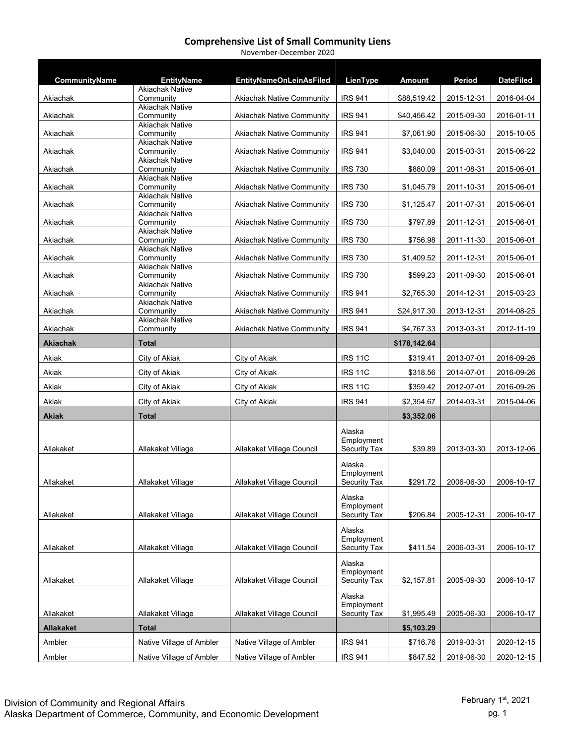# Comprehensive List of Small Community Liens

November-December 2020

| CommunityName | EntityName | EntityNameOnLeinAsFiled | LienType | Amount | Period | DateFiled |
|---|---|---|---|---|---|---|
| Akiachak | Akiachak Native Community | Akiachak Native Community | IRS 941 | $88,519.42 | 2015-12-31 | 2016-04-04 |
| Akiachak | Akiachak Native Community | Akiachak Native Community | IRS 941 | $40,456.42 | 2015-09-30 | 2016-01-11 |
| Akiachak | Akiachak Native Community | Akiachak Native Community | IRS 941 | $7,061.90 | 2015-06-30 | 2015-10-05 |
| Akiachak | Akiachak Native Community | Akiachak Native Community | IRS 941 | $3,040.00 | 2015-03-31 | 2015-06-22 |
| Akiachak | Akiachak Native Community | Akiachak Native Community | IRS 730 | $880.09 | 2011-08-31 | 2015-06-01 |
| Akiachak | Akiachak Native Community | Akiachak Native Community | IRS 730 | $1,045.79 | 2011-10-31 | 2015-06-01 |
| Akiachak | Akiachak Native Community | Akiachak Native Community | IRS 730 | $1,125.47 | 2011-07-31 | 2015-06-01 |
| Akiachak | Akiachak Native Community | Akiachak Native Community | IRS 730 | $797.89 | 2011-12-31 | 2015-06-01 |
| Akiachak | Akiachak Native Community | Akiachak Native Community | IRS 730 | $756.98 | 2011-11-30 | 2015-06-01 |
| Akiachak | Akiachak Native Community | Akiachak Native Community | IRS 730 | $1,409.52 | 2011-12-31 | 2015-06-01 |
| Akiachak | Akiachak Native Community | Akiachak Native Community | IRS 730 | $599.23 | 2011-09-30 | 2015-06-01 |
| Akiachak | Akiachak Native Community | Akiachak Native Community | IRS 941 | $2,765.30 | 2014-12-31 | 2015-03-23 |
| Akiachak | Akiachak Native Community | Akiachak Native Community | IRS 941 | $24,917.30 | 2013-12-31 | 2014-08-25 |
| Akiachak | Akiachak Native Community | Akiachak Native Community | IRS 941 | $4,767.33 | 2013-03-31 | 2012-11-19 |
| **Akiachak** | **Total** | | | **$178,142.64** | | |
| Akiak | City of Akiak | City of Akiak | IRS 11C | $319.41 | 2013-07-01 | 2016-09-26 |
| Akiak | City of Akiak | City of Akiak | IRS 11C | $318.56 | 2014-07-01 | 2016-09-26 |
| Akiak | City of Akiak | City of Akiak | IRS 11C | $359.42 | 2012-07-01 | 2016-09-26 |
| Akiak | City of Akiak | City of Akiak | IRS 941 | $2,354.67 | 2014-03-31 | 2015-04-06 |
| **Akiak** | **Total** | | | **$3,352.06** | | |
| Allakaket | Allakaket Village | Allakaket Village Council | Alaska Employment Security Tax | $39.89 | 2013-03-30 | 2013-12-06 |
| Allakaket | Allakaket Village | Allakaket Village Council | Alaska Employment Security Tax | $291.72 | 2006-06-30 | 2006-10-17 |
| Allakaket | Allakaket Village | Allakaket Village Council | Alaska Employment Security Tax | $206.84 | 2005-12-31 | 2006-10-17 |
| Allakaket | Allakaket Village | Allakaket Village Council | Alaska Employment Security Tax | $411.54 | 2006-03-31 | 2006-10-17 |
| Allakaket | Allakaket Village | Allakaket Village Council | Alaska Employment Security Tax | $2,157.81 | 2005-09-30 | 2006-10-17 |
| Allakaket | Allakaket Village | Allakaket Village Council | Alaska Employment Security Tax | $1,995.49 | 2005-06-30 | 2006-10-17 |
| **Allakaket** | **Total** | | | **$5,103.29** | | |
| Ambler | Native Village of Ambler | Native Village of Ambler | IRS 941 | $716.76 | 2019-03-31 | 2020-12-15 |
| Ambler | Native Village of Ambler | Native Village of Ambler | IRS 941 | $847.52 | 2019-06-30 | 2020-12-15 |

Division of Community and Regional Affairs
Alaska Department of Commerce, Community, and Economic Development

February 1st, 2021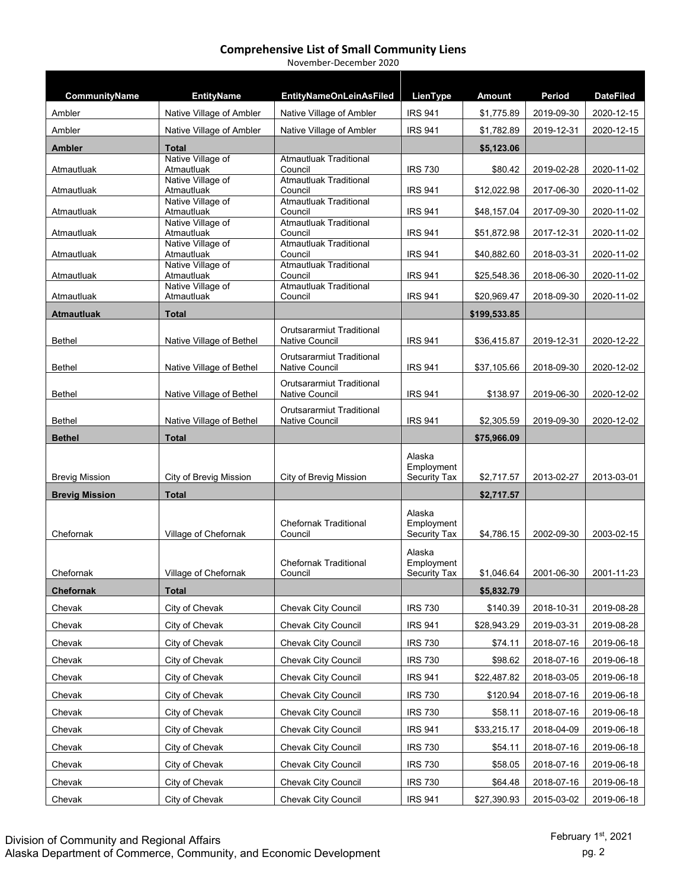# Comprehensive List of Small Community Liens

November-December 2020

| CommunityName | EntityName | EntityNameOnLeinAsFiled | LienType | Amount | Period | DateFiled |
|---|---|---|---|---|---|---|
| Ambler | Native Village of Ambler | Native Village of Ambler | IRS 941 | $1,775.89 | 2019-09-30 | 2020-12-15 |
| Ambler | Native Village of Ambler | Native Village of Ambler | IRS 941 | $1,782.89 | 2019-12-31 | 2020-12-15 |
| **Ambler** | **Total** | | | **$5,123.06** | | |
| Atmautluak | Native Village of Atmautluak | Atmautluak Traditional Council | IRS 730 | $80.42 | 2019-02-28 | 2020-11-02 |
| Atmautluak | Native Village of Atmautluak | Atmautluak Traditional Council | IRS 941 | $12,022.98 | 2017-06-30 | 2020-11-02 |
| Atmautluak | Native Village of Atmautluak | Atmautluak Traditional Council | IRS 941 | $48,157.04 | 2017-09-30 | 2020-11-02 |
| Atmautluak | Native Village of Atmautluak | Atmautluak Traditional Council | IRS 941 | $51,872.98 | 2017-12-31 | 2020-11-02 |
| Atmautluak | Native Village of Atmautluak | Atmautluak Traditional Council | IRS 941 | $40,882.60 | 2018-03-31 | 2020-11-02 |
| Atmautluak | Native Village of Atmautluak | Atmautluak Traditional Council | IRS 941 | $25,548.36 | 2018-06-30 | 2020-11-02 |
| Atmautluak | Native Village of Atmautluak | Atmautluak Traditional Council | IRS 941 | $20,969.47 | 2018-09-30 | 2020-11-02 |
| **Atmautluak** | **Total** | | | **$199,533.85** | | |
| Bethel | Native Village of Bethel | Orutsararmiut Traditional Native Council | IRS 941 | $36,415.87 | 2019-12-31 | 2020-12-22 |
| Bethel | Native Village of Bethel | Orutsararmiut Traditional Native Council | IRS 941 | $37,105.66 | 2018-09-30 | 2020-12-02 |
| Bethel | Native Village of Bethel | Orutsararmiut Traditional Native Council | IRS 941 | $138.97 | 2019-06-30 | 2020-12-02 |
| Bethel | Native Village of Bethel | Orutsararmiut Traditional Native Council | IRS 941 | $2,305.59 | 2019-09-30 | 2020-12-02 |
| **Bethel** | **Total** | | | **$75,966.09** | | |
| Brevig Mission | City of Brevig Mission | City of Brevig Mission | Alaska Employment Security Tax | $2,717.57 | 2013-02-27 | 2013-03-01 |
| **Brevig Mission** | **Total** | | | **$2,717.57** | | |
| Chefornak | Village of Chefornak | Chefornak Traditional Council | Alaska Employment Security Tax | $4,786.15 | 2002-09-30 | 2003-02-15 |
| Chefornak | Village of Chefornak | Chefornak Traditional Council | Alaska Employment Security Tax | $1,046.64 | 2001-06-30 | 2001-11-23 |
| **Chefornak** | **Total** | | | **$5,832.79** | | |
| Chevak | City of Chevak | Chevak City Council | IRS 730 | $140.39 | 2018-10-31 | 2019-08-28 |
| Chevak | City of Chevak | Chevak City Council | IRS 941 | $28,943.29 | 2019-03-31 | 2019-08-28 |
| Chevak | City of Chevak | Chevak City Council | IRS 730 | $74.11 | 2018-07-16 | 2019-06-18 |
| Chevak | City of Chevak | Chevak City Council | IRS 730 | $98.62 | 2018-07-16 | 2019-06-18 |
| Chevak | City of Chevak | Chevak City Council | IRS 941 | $22,487.82 | 2018-03-05 | 2019-06-18 |
| Chevak | City of Chevak | Chevak City Council | IRS 730 | $120.94 | 2018-07-16 | 2019-06-18 |
| Chevak | City of Chevak | Chevak City Council | IRS 730 | $58.11 | 2018-07-16 | 2019-06-18 |
| Chevak | City of Chevak | Chevak City Council | IRS 941 | $33,215.17 | 2018-04-09 | 2019-06-18 |
| Chevak | City of Chevak | Chevak City Council | IRS 730 | $54.11 | 2018-07-16 | 2019-06-18 |
| Chevak | City of Chevak | Chevak City Council | IRS 730 | $58.05 | 2018-07-16 | 2019-06-18 |
| Chevak | City of Chevak | Chevak City Council | IRS 730 | $64.48 | 2018-07-16 | 2019-06-18 |
| Chevak | City of Chevak | Chevak City Council | IRS 941 | $27,390.93 | 2015-03-02 | 2019-06-18 |

Division of Community and Regional Affairs
Alaska Department of Commerce, Community, and Economic Development

February 1st, 2021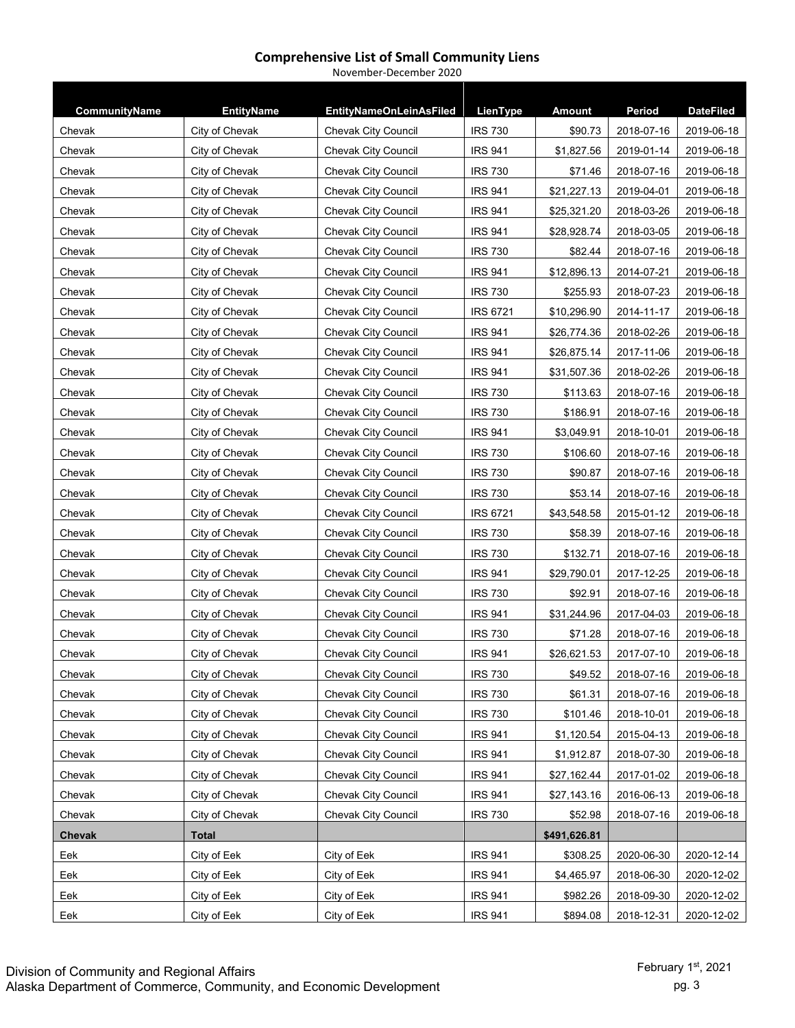## Comprehensive List of Small Community Liens

November-December 2020

| CommunityName | EntityName | EntityNameOnLeinAsFiled | LienType | Amount | Period | DateFiled |
|---|---|---|---|---|---|---|
| Chevak | City of Chevak | Chevak City Council | IRS 730 | $90.73 | 2018-07-16 | 2019-06-18 |
| Chevak | City of Chevak | Chevak City Council | IRS 941 | $1,827.56 | 2019-01-14 | 2019-06-18 |
| Chevak | City of Chevak | Chevak City Council | IRS 730 | $71.46 | 2018-07-16 | 2019-06-18 |
| Chevak | City of Chevak | Chevak City Council | IRS 941 | $21,227.13 | 2019-04-01 | 2019-06-18 |
| Chevak | City of Chevak | Chevak City Council | IRS 941 | $25,321.20 | 2018-03-26 | 2019-06-18 |
| Chevak | City of Chevak | Chevak City Council | IRS 941 | $28,928.74 | 2018-03-05 | 2019-06-18 |
| Chevak | City of Chevak | Chevak City Council | IRS 730 | $82.44 | 2018-07-16 | 2019-06-18 |
| Chevak | City of Chevak | Chevak City Council | IRS 941 | $12,896.13 | 2014-07-21 | 2019-06-18 |
| Chevak | City of Chevak | Chevak City Council | IRS 730 | $255.93 | 2018-07-23 | 2019-06-18 |
| Chevak | City of Chevak | Chevak City Council | IRS 6721 | $10,296.90 | 2014-11-17 | 2019-06-18 |
| Chevak | City of Chevak | Chevak City Council | IRS 941 | $26,774.36 | 2018-02-26 | 2019-06-18 |
| Chevak | City of Chevak | Chevak City Council | IRS 941 | $26,875.14 | 2017-11-06 | 2019-06-18 |
| Chevak | City of Chevak | Chevak City Council | IRS 941 | $31,507.36 | 2018-02-26 | 2019-06-18 |
| Chevak | City of Chevak | Chevak City Council | IRS 730 | $113.63 | 2018-07-16 | 2019-06-18 |
| Chevak | City of Chevak | Chevak City Council | IRS 730 | $186.91 | 2018-07-16 | 2019-06-18 |
| Chevak | City of Chevak | Chevak City Council | IRS 941 | $3,049.91 | 2018-10-01 | 2019-06-18 |
| Chevak | City of Chevak | Chevak City Council | IRS 730 | $106.60 | 2018-07-16 | 2019-06-18 |
| Chevak | City of Chevak | Chevak City Council | IRS 730 | $90.87 | 2018-07-16 | 2019-06-18 |
| Chevak | City of Chevak | Chevak City Council | IRS 730 | $53.14 | 2018-07-16 | 2019-06-18 |
| Chevak | City of Chevak | Chevak City Council | IRS 6721 | $43,548.58 | 2015-01-12 | 2019-06-18 |
| Chevak | City of Chevak | Chevak City Council | IRS 730 | $58.39 | 2018-07-16 | 2019-06-18 |
| Chevak | City of Chevak | Chevak City Council | IRS 730 | $132.71 | 2018-07-16 | 2019-06-18 |
| Chevak | City of Chevak | Chevak City Council | IRS 941 | $29,790.01 | 2017-12-25 | 2019-06-18 |
| Chevak | City of Chevak | Chevak City Council | IRS 730 | $92.91 | 2018-07-16 | 2019-06-18 |
| Chevak | City of Chevak | Chevak City Council | IRS 941 | $31,244.96 | 2017-04-03 | 2019-06-18 |
| Chevak | City of Chevak | Chevak City Council | IRS 730 | $71.28 | 2018-07-16 | 2019-06-18 |
| Chevak | City of Chevak | Chevak City Council | IRS 941 | $26,621.53 | 2017-07-10 | 2019-06-18 |
| Chevak | City of Chevak | Chevak City Council | IRS 730 | $49.52 | 2018-07-16 | 2019-06-18 |
| Chevak | City of Chevak | Chevak City Council | IRS 730 | $61.31 | 2018-07-16 | 2019-06-18 |
| Chevak | City of Chevak | Chevak City Council | IRS 730 | $101.46 | 2018-10-01 | 2019-06-18 |
| Chevak | City of Chevak | Chevak City Council | IRS 941 | $1,120.54 | 2015-04-13 | 2019-06-18 |
| Chevak | City of Chevak | Chevak City Council | IRS 941 | $1,912.87 | 2018-07-30 | 2019-06-18 |
| Chevak | City of Chevak | Chevak City Council | IRS 941 | $27,162.44 | 2017-01-02 | 2019-06-18 |
| Chevak | City of Chevak | Chevak City Council | IRS 941 | $27,143.16 | 2016-06-13 | 2019-06-18 |
| Chevak | City of Chevak | Chevak City Council | IRS 730 | $52.98 | 2018-07-16 | 2019-06-18 |
| **Chevak** | **Total** | | | **$491,626.81** | | |
| Eek | City of Eek | City of Eek | IRS 941 | $308.25 | 2020-06-30 | 2020-12-14 |
| Eek | City of Eek | City of Eek | IRS 941 | $4,465.97 | 2018-06-30 | 2020-12-02 |
| Eek | City of Eek | City of Eek | IRS 941 | $982.26 | 2018-09-30 | 2020-12-02 |
| Eek | City of Eek | City of Eek | IRS 941 | $894.08 | 2018-12-31 | 2020-12-02 |

Division of Community and Regional Affairs
Alaska Department of Commerce, Community, and Economic Development

February 1st, 2021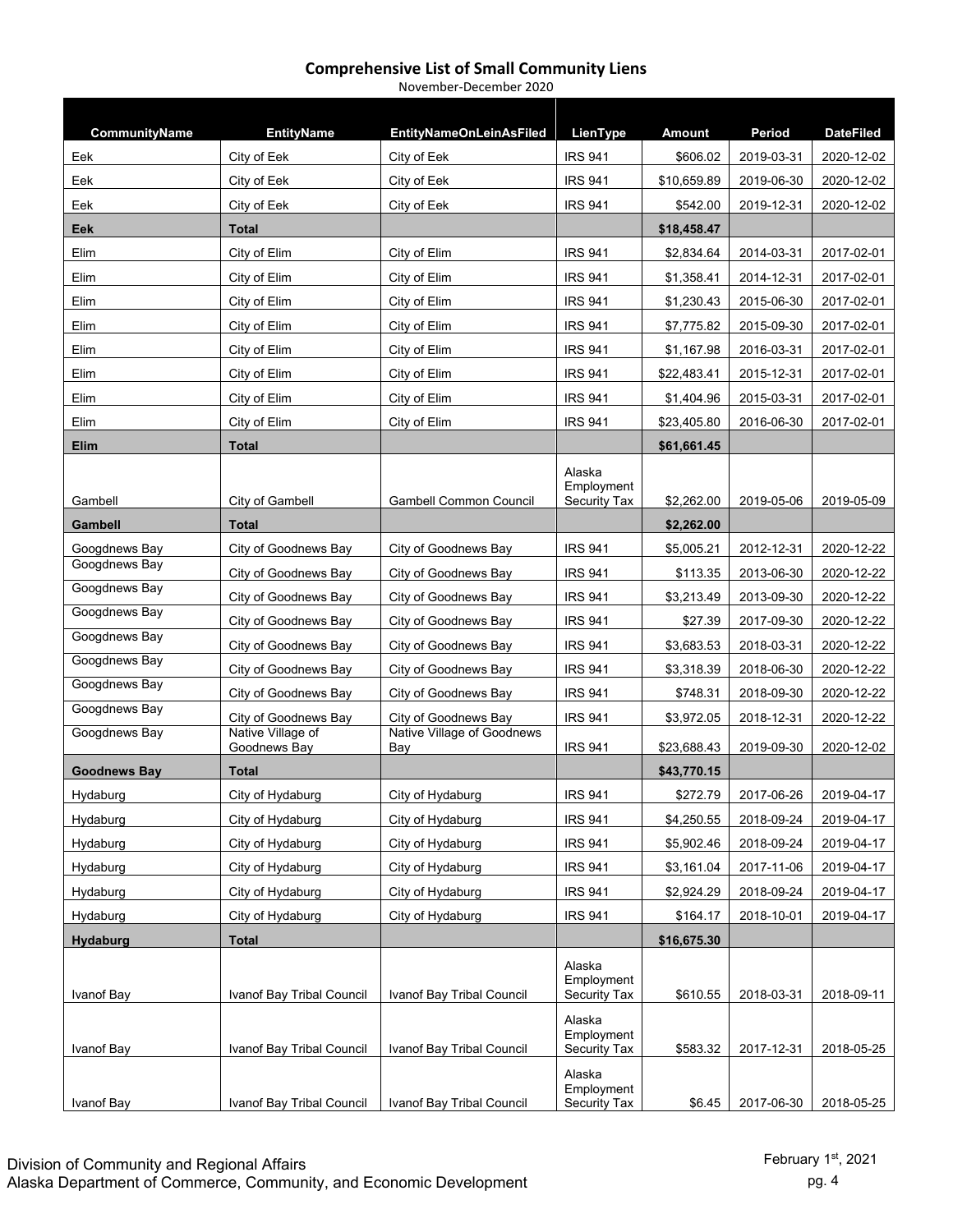# Comprehensive List of Small Community Liens

November-December 2020

| CommunityName | EntityName | EntityNameOnLeinAsFiled | LienType | Amount | Period | DateFiled |
|---|---|---|---|---|---|---|
| Eek | City of Eek | City of Eek | IRS 941 | $606.02 | 2019-03-31 | 2020-12-02 |
| Eek | City of Eek | City of Eek | IRS 941 | $10,659.89 | 2019-06-30 | 2020-12-02 |
| Eek | City of Eek | City of Eek | IRS 941 | $542.00 | 2019-12-31 | 2020-12-02 |
| **Eek** | **Total** | | | **$18,458.47** | | |
| Elim | City of Elim | City of Elim | IRS 941 | $2,834.64 | 2014-03-31 | 2017-02-01 |
| Elim | City of Elim | City of Elim | IRS 941 | $1,358.41 | 2014-12-31 | 2017-02-01 |
| Elim | City of Elim | City of Elim | IRS 941 | $1,230.43 | 2015-06-30 | 2017-02-01 |
| Elim | City of Elim | City of Elim | IRS 941 | $7,775.82 | 2015-09-30 | 2017-02-01 |
| Elim | City of Elim | City of Elim | IRS 941 | $1,167.98 | 2016-03-31 | 2017-02-01 |
| Elim | City of Elim | City of Elim | IRS 941 | $22,483.41 | 2015-12-31 | 2017-02-01 |
| Elim | City of Elim | City of Elim | IRS 941 | $1,404.96 | 2015-03-31 | 2017-02-01 |
| Elim | City of Elim | City of Elim | IRS 941 | $23,405.80 | 2016-06-30 | 2017-02-01 |
| **Elim** | **Total** | | | **$61,661.45** | | |
| Gambell | City of Gambell | Gambell Common Council | Alaska Employment Security Tax | $2,262.00 | 2019-05-06 | 2019-05-09 |
| **Gambell** | **Total** | | | **$2,262.00** | | |
| Googdnews Bay | City of Goodnews Bay | City of Goodnews Bay | IRS 941 | $5,005.21 | 2012-12-31 | 2020-12-22 |
| Googdnews Bay | City of Goodnews Bay | City of Goodnews Bay | IRS 941 | $113.35 | 2013-06-30 | 2020-12-22 |
| Googdnews Bay | City of Goodnews Bay | City of Goodnews Bay | IRS 941 | $3,213.49 | 2013-09-30 | 2020-12-22 |
| Googdnews Bay | City of Goodnews Bay | City of Goodnews Bay | IRS 941 | $27.39 | 2017-09-30 | 2020-12-22 |
| Googdnews Bay | City of Goodnews Bay | City of Goodnews Bay | IRS 941 | $3,683.53 | 2018-03-31 | 2020-12-22 |
| Googdnews Bay | City of Goodnews Bay | City of Goodnews Bay | IRS 941 | $3,318.39 | 2018-06-30 | 2020-12-22 |
| Googdnews Bay | City of Goodnews Bay | City of Goodnews Bay | IRS 941 | $748.31 | 2018-09-30 | 2020-12-22 |
| Googdnews Bay | City of Goodnews Bay | City of Goodnews Bay | IRS 941 | $3,972.05 | 2018-12-31 | 2020-12-22 |
| Googdnews Bay | Native Village of Goodnews Bay | Native Village of Goodnews Bay | IRS 941 | $23,688.43 | 2019-09-30 | 2020-12-02 |
| **Goodnews Bay** | **Total** | | | **$43,770.15** | | |
| Hydaburg | City of Hydaburg | City of Hydaburg | IRS 941 | $272.79 | 2017-06-26 | 2019-04-17 |
| Hydaburg | City of Hydaburg | City of Hydaburg | IRS 941 | $4,250.55 | 2018-09-24 | 2019-04-17 |
| Hydaburg | City of Hydaburg | City of Hydaburg | IRS 941 | $5,902.46 | 2018-09-24 | 2019-04-17 |
| Hydaburg | City of Hydaburg | City of Hydaburg | IRS 941 | $3,161.04 | 2017-11-06 | 2019-04-17 |
| Hydaburg | City of Hydaburg | City of Hydaburg | IRS 941 | $2,924.29 | 2018-09-24 | 2019-04-17 |
| Hydaburg | City of Hydaburg | City of Hydaburg | IRS 941 | $164.17 | 2018-10-01 | 2019-04-17 |
| **Hydaburg** | **Total** | | | **$16,675.30** | | |
| Ivanof Bay | Ivanof Bay Tribal Council | Ivanof Bay Tribal Council | Alaska Employment Security Tax | $610.55 | 2018-03-31 | 2018-09-11 |
| Ivanof Bay | Ivanof Bay Tribal Council | Ivanof Bay Tribal Council | Alaska Employment Security Tax | $583.32 | 2017-12-31 | 2018-05-25 |
| Ivanof Bay | Ivanof Bay Tribal Council | Ivanof Bay Tribal Council | Alaska Employment Security Tax | $6.45 | 2017-06-30 | 2018-05-25 |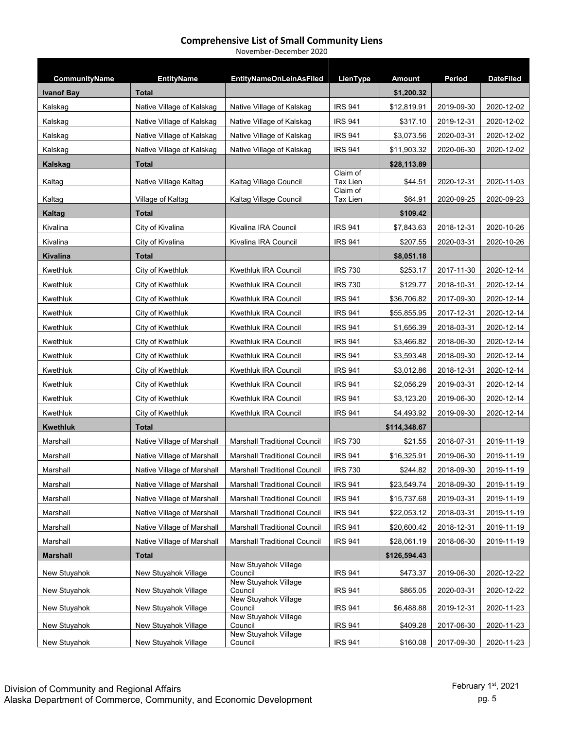## Comprehensive List of Small Community Liens

November-December 2020

| CommunityName | EntityName | EntityNameOnLeinAsFiled | LienType | Amount | Period | DateFiled |
|---|---|---|---|---|---|---|
| **Ivanof Bay** | **Total** | | | **$1,200.32** | | |
| Kalskag | Native Village of Kalskag | Native Village of Kalskag | IRS 941 | $12,819.91 | 2019-09-30 | 2020-12-02 |
| Kalskag | Native Village of Kalskag | Native Village of Kalskag | IRS 941 | $317.10 | 2019-12-31 | 2020-12-02 |
| Kalskag | Native Village of Kalskag | Native Village of Kalskag | IRS 941 | $3,073.56 | 2020-03-31 | 2020-12-02 |
| Kalskag | Native Village of Kalskag | Native Village of Kalskag | IRS 941 | $11,903.32 | 2020-06-30 | 2020-12-02 |
| **Kalskag** | **Total** | | | **$28,113.89** | | |
| Kaltag | Native Village Kaltag | Kaltag Village Council | Claim of Tax Lien | $44.51 | 2020-12-31 | 2020-11-03 |
| Kaltag | Village of Kaltag | Kaltag Village Council | Claim of Tax Lien | $64.91 | 2020-09-25 | 2020-09-23 |
| **Kaltag** | **Total** | | | **$109.42** | | |
| Kivalina | City of Kivalina | Kivalina IRA Council | IRS 941 | $7,843.63 | 2018-12-31 | 2020-10-26 |
| Kivalina | City of Kivalina | Kivalina IRA Council | IRS 941 | $207.55 | 2020-03-31 | 2020-10-26 |
| **Kivalina** | **Total** | | | **$8,051.18** | | |
| Kwethluk | City of Kwethluk | Kwethluk IRA Council | IRS 730 | $253.17 | 2017-11-30 | 2020-12-14 |
| Kwethluk | City of Kwethluk | Kwethluk IRA Council | IRS 730 | $129.77 | 2018-10-31 | 2020-12-14 |
| Kwethluk | City of Kwethluk | Kwethluk IRA Council | IRS 941 | $36,706.82 | 2017-09-30 | 2020-12-14 |
| Kwethluk | City of Kwethluk | Kwethluk IRA Council | IRS 941 | $55,855.95 | 2017-12-31 | 2020-12-14 |
| Kwethluk | City of Kwethluk | Kwethluk IRA Council | IRS 941 | $1,656.39 | 2018-03-31 | 2020-12-14 |
| Kwethluk | City of Kwethluk | Kwethluk IRA Council | IRS 941 | $3,466.82 | 2018-06-30 | 2020-12-14 |
| Kwethluk | City of Kwethluk | Kwethluk IRA Council | IRS 941 | $3,593.48 | 2018-09-30 | 2020-12-14 |
| Kwethluk | City of Kwethluk | Kwethluk IRA Council | IRS 941 | $3,012.86 | 2018-12-31 | 2020-12-14 |
| Kwethluk | City of Kwethluk | Kwethluk IRA Council | IRS 941 | $2,056.29 | 2019-03-31 | 2020-12-14 |
| Kwethluk | City of Kwethluk | Kwethluk IRA Council | IRS 941 | $3,123.20 | 2019-06-30 | 2020-12-14 |
| Kwethluk | City of Kwethluk | Kwethluk IRA Council | IRS 941 | $4,493.92 | 2019-09-30 | 2020-12-14 |
| **Kwethluk** | **Total** | | | **$114,348.67** | | |
| Marshall | Native Village of Marshall | Marshall Traditional Council | IRS 730 | $21.55 | 2018-07-31 | 2019-11-19 |
| Marshall | Native Village of Marshall | Marshall Traditional Council | IRS 941 | $16,325.91 | 2019-06-30 | 2019-11-19 |
| Marshall | Native Village of Marshall | Marshall Traditional Council | IRS 730 | $244.82 | 2018-09-30 | 2019-11-19 |
| Marshall | Native Village of Marshall | Marshall Traditional Council | IRS 941 | $23,549.74 | 2018-09-30 | 2019-11-19 |
| Marshall | Native Village of Marshall | Marshall Traditional Council | IRS 941 | $15,737.68 | 2019-03-31 | 2019-11-19 |
| Marshall | Native Village of Marshall | Marshall Traditional Council | IRS 941 | $22,053.12 | 2018-03-31 | 2019-11-19 |
| Marshall | Native Village of Marshall | Marshall Traditional Council | IRS 941 | $20,600.42 | 2018-12-31 | 2019-11-19 |
| Marshall | Native Village of Marshall | Marshall Traditional Council | IRS 941 | $28,061.19 | 2018-06-30 | 2019-11-19 |
| **Marshall** | **Total** | | | **$126,594.43** | | |
| New Stuyahok | New Stuyahok Village | New Stuyahok Village Council | IRS 941 | $473.37 | 2019-06-30 | 2020-12-22 |
| New Stuyahok | New Stuyahok Village | New Stuyahok Village Council | IRS 941 | $865.05 | 2020-03-31 | 2020-12-22 |
| New Stuyahok | New Stuyahok Village | New Stuyahok Village Council | IRS 941 | $6,488.88 | 2019-12-31 | 2020-11-23 |
| New Stuyahok | New Stuyahok Village | New Stuyahok Village Council | IRS 941 | $409.28 | 2017-06-30 | 2020-11-23 |
| New Stuyahok | New Stuyahok Village | New Stuyahok Village Council | IRS 941 | $160.08 | 2017-09-30 | 2020-11-23 |

Division of Community and Regional Affairs
Alaska Department of Commerce, Community, and Economic Development

February 1st, 2021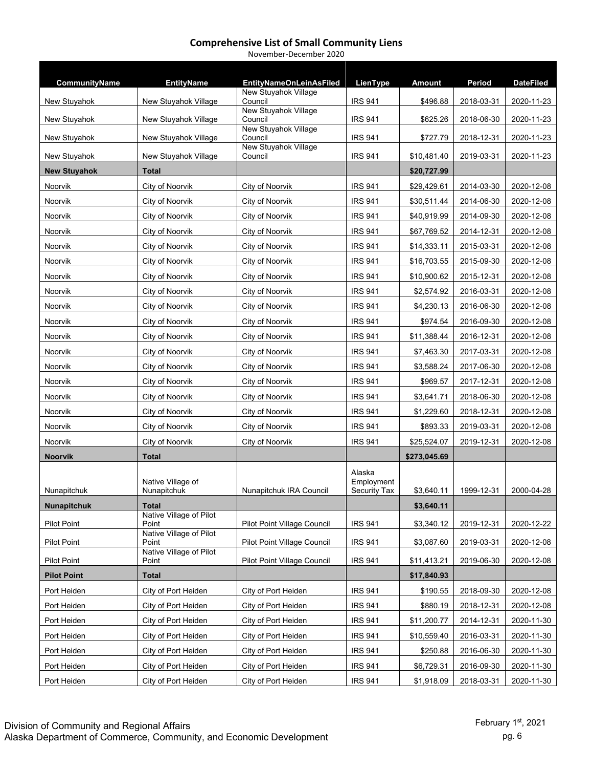## Comprehensive List of Small Community Liens

November-December 2020

| CommunityName | EntityName | EntityNameOnLeinAsFiled | LienType | Amount | Period | DateFiled |
|---|---|---|---|---|---|---|
| New Stuyahok | New Stuyahok Village | New Stuyahok Village Council | IRS 941 | $496.88 | 2018-03-31 | 2020-11-23 |
| New Stuyahok | New Stuyahok Village | New Stuyahok Village Council | IRS 941 | $625.26 | 2018-06-30 | 2020-11-23 |
| New Stuyahok | New Stuyahok Village | New Stuyahok Village Council | IRS 941 | $727.79 | 2018-12-31 | 2020-11-23 |
| New Stuyahok | New Stuyahok Village | New Stuyahok Village Council | IRS 941 | $10,481.40 | 2019-03-31 | 2020-11-23 |
| **New Stuyahok** | **Total** | | | **$20,727.99** | | |
| Noorvik | City of Noorvik | City of Noorvik | IRS 941 | $29,429.61 | 2014-03-30 | 2020-12-08 |
| Noorvik | City of Noorvik | City of Noorvik | IRS 941 | $30,511.44 | 2014-06-30 | 2020-12-08 |
| Noorvik | City of Noorvik | City of Noorvik | IRS 941 | $40,919.99 | 2014-09-30 | 2020-12-08 |
| Noorvik | City of Noorvik | City of Noorvik | IRS 941 | $67,769.52 | 2014-12-31 | 2020-12-08 |
| Noorvik | City of Noorvik | City of Noorvik | IRS 941 | $14,333.11 | 2015-03-31 | 2020-12-08 |
| Noorvik | City of Noorvik | City of Noorvik | IRS 941 | $16,703.55 | 2015-09-30 | 2020-12-08 |
| Noorvik | City of Noorvik | City of Noorvik | IRS 941 | $10,900.62 | 2015-12-31 | 2020-12-08 |
| Noorvik | City of Noorvik | City of Noorvik | IRS 941 | $2,574.92 | 2016-03-31 | 2020-12-08 |
| Noorvik | City of Noorvik | City of Noorvik | IRS 941 | $4,230.13 | 2016-06-30 | 2020-12-08 |
| Noorvik | City of Noorvik | City of Noorvik | IRS 941 | $974.54 | 2016-09-30 | 2020-12-08 |
| Noorvik | City of Noorvik | City of Noorvik | IRS 941 | $11,388.44 | 2016-12-31 | 2020-12-08 |
| Noorvik | City of Noorvik | City of Noorvik | IRS 941 | $7,463.30 | 2017-03-31 | 2020-12-08 |
| Noorvik | City of Noorvik | City of Noorvik | IRS 941 | $3,588.24 | 2017-06-30 | 2020-12-08 |
| Noorvik | City of Noorvik | City of Noorvik | IRS 941 | $969.57 | 2017-12-31 | 2020-12-08 |
| Noorvik | City of Noorvik | City of Noorvik | IRS 941 | $3,641.71 | 2018-06-30 | 2020-12-08 |
| Noorvik | City of Noorvik | City of Noorvik | IRS 941 | $1,229.60 | 2018-12-31 | 2020-12-08 |
| Noorvik | City of Noorvik | City of Noorvik | IRS 941 | $893.33 | 2019-03-31 | 2020-12-08 |
| Noorvik | City of Noorvik | City of Noorvik | IRS 941 | $25,524.07 | 2019-12-31 | 2020-12-08 |
| **Noorvik** | **Total** | | | **$273,045.69** | | |
| Nunapitchuk | Native Village of Nunapitchuk | Nunapitchuk IRA Council | Alaska Employment Security Tax | $3,640.11 | 1999-12-31 | 2000-04-28 |
| **Nunapitchuk** | **Total** | | | **$3,640.11** | | |
| Pilot Point | Native Village of Pilot Point | Pilot Point Village Council | IRS 941 | $3,340.12 | 2019-12-31 | 2020-12-22 |
| Pilot Point | Native Village of Pilot Point | Pilot Point Village Council | IRS 941 | $3,087.60 | 2019-03-31 | 2020-12-08 |
| Pilot Point | Native Village of Pilot Point | Pilot Point Village Council | IRS 941 | $11,413.21 | 2019-06-30 | 2020-12-08 |
| **Pilot Point** | **Total** | | | **$17,840.93** | | |
| Port Heiden | City of Port Heiden | City of Port Heiden | IRS 941 | $190.55 | 2018-09-30 | 2020-12-08 |
| Port Heiden | City of Port Heiden | City of Port Heiden | IRS 941 | $880.19 | 2018-12-31 | 2020-12-08 |
| Port Heiden | City of Port Heiden | City of Port Heiden | IRS 941 | $11,200.77 | 2014-12-31 | 2020-11-30 |
| Port Heiden | City of Port Heiden | City of Port Heiden | IRS 941 | $10,559.40 | 2016-03-31 | 2020-11-30 |
| Port Heiden | City of Port Heiden | City of Port Heiden | IRS 941 | $250.88 | 2016-06-30 | 2020-11-30 |
| Port Heiden | City of Port Heiden | City of Port Heiden | IRS 941 | $6,729.31 | 2016-09-30 | 2020-11-30 |
| Port Heiden | City of Port Heiden | City of Port Heiden | IRS 941 | $1,918.09 | 2018-03-31 | 2020-11-30 |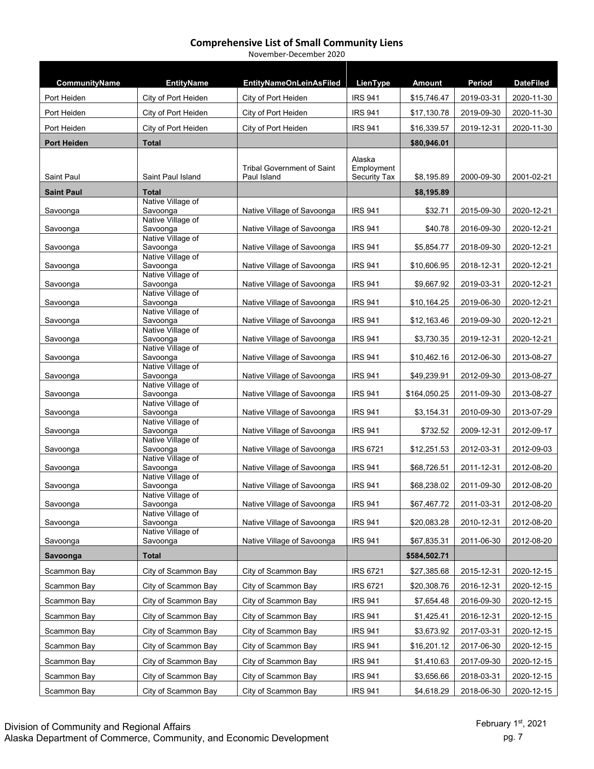# Comprehensive List of Small Community Liens

November-December 2020

| CommunityName | EntityName | EntityNameOnLeinAsFiled | LienType | Amount | Period | DateFiled |
|---|---|---|---|---|---|---|
| Port Heiden | City of Port Heiden | City of Port Heiden | IRS 941 | $15,746.47 | 2019-03-31 | 2020-11-30 |
| Port Heiden | City of Port Heiden | City of Port Heiden | IRS 941 | $17,130.78 | 2019-09-30 | 2020-11-30 |
| Port Heiden | City of Port Heiden | City of Port Heiden | IRS 941 | $16,339.57 | 2019-12-31 | 2020-11-30 |
| **Port Heiden** | **Total** | | | **$80,946.01** | | |
| Saint Paul | Saint Paul Island | Tribal Government of Saint Paul Island | Alaska Employment Security Tax | $8,195.89 | 2000-09-30 | 2001-02-21 |
| **Saint Paul** | **Total** | | | **$8,195.89** | | |
| Savoonga | Native Village of Savoonga | Native Village of Savoonga | IRS 941 | $32.71 | 2015-09-30 | 2020-12-21 |
| Savoonga | Native Village of Savoonga | Native Village of Savoonga | IRS 941 | $40.78 | 2016-09-30 | 2020-12-21 |
| Savoonga | Native Village of Savoonga | Native Village of Savoonga | IRS 941 | $5,854.77 | 2018-09-30 | 2020-12-21 |
| Savoonga | Native Village of Savoonga | Native Village of Savoonga | IRS 941 | $10,606.95 | 2018-12-31 | 2020-12-21 |
| Savoonga | Native Village of Savoonga | Native Village of Savoonga | IRS 941 | $9,667.92 | 2019-03-31 | 2020-12-21 |
| Savoonga | Native Village of Savoonga | Native Village of Savoonga | IRS 941 | $10,164.25 | 2019-06-30 | 2020-12-21 |
| Savoonga | Native Village of Savoonga | Native Village of Savoonga | IRS 941 | $12,163.46 | 2019-09-30 | 2020-12-21 |
| Savoonga | Native Village of Savoonga | Native Village of Savoonga | IRS 941 | $3,730.35 | 2019-12-31 | 2020-12-21 |
| Savoonga | Native Village of Savoonga | Native Village of Savoonga | IRS 941 | $10,462.16 | 2012-06-30 | 2013-08-27 |
| Savoonga | Native Village of Savoonga | Native Village of Savoonga | IRS 941 | $49,239.91 | 2012-09-30 | 2013-08-27 |
| Savoonga | Native Village of Savoonga | Native Village of Savoonga | IRS 941 | $164,050.25 | 2011-09-30 | 2013-08-27 |
| Savoonga | Native Village of Savoonga | Native Village of Savoonga | IRS 941 | $3,154.31 | 2010-09-30 | 2013-07-29 |
| Savoonga | Native Village of Savoonga | Native Village of Savoonga | IRS 941 | $732.52 | 2009-12-31 | 2012-09-17 |
| Savoonga | Native Village of Savoonga | Native Village of Savoonga | IRS 6721 | $12,251.53 | 2012-03-31 | 2012-09-03 |
| Savoonga | Native Village of Savoonga | Native Village of Savoonga | IRS 941 | $68,726.51 | 2011-12-31 | 2012-08-20 |
| Savoonga | Native Village of Savoonga | Native Village of Savoonga | IRS 941 | $68,238.02 | 2011-09-30 | 2012-08-20 |
| Savoonga | Native Village of Savoonga | Native Village of Savoonga | IRS 941 | $67,467.72 | 2011-03-31 | 2012-08-20 |
| Savoonga | Native Village of Savoonga | Native Village of Savoonga | IRS 941 | $20,083.28 | 2010-12-31 | 2012-08-20 |
| Savoonga | Native Village of Savoonga | Native Village of Savoonga | IRS 941 | $67,835.31 | 2011-06-30 | 2012-08-20 |
| **Savoonga** | **Total** | | | **$584,502.71** | | |
| Scammon Bay | City of Scammon Bay | City of Scammon Bay | IRS 6721 | $27,385.68 | 2015-12-31 | 2020-12-15 |
| Scammon Bay | City of Scammon Bay | City of Scammon Bay | IRS 6721 | $20,308.76 | 2016-12-31 | 2020-12-15 |
| Scammon Bay | City of Scammon Bay | City of Scammon Bay | IRS 941 | $7,654.48 | 2016-09-30 | 2020-12-15 |
| Scammon Bay | City of Scammon Bay | City of Scammon Bay | IRS 941 | $1,425.41 | 2016-12-31 | 2020-12-15 |
| Scammon Bay | City of Scammon Bay | City of Scammon Bay | IRS 941 | $3,673.92 | 2017-03-31 | 2020-12-15 |
| Scammon Bay | City of Scammon Bay | City of Scammon Bay | IRS 941 | $16,201.12 | 2017-06-30 | 2020-12-15 |
| Scammon Bay | City of Scammon Bay | City of Scammon Bay | IRS 941 | $1,410.63 | 2017-09-30 | 2020-12-15 |
| Scammon Bay | City of Scammon Bay | City of Scammon Bay | IRS 941 | $3,656.66 | 2018-03-31 | 2020-12-15 |
| Scammon Bay | City of Scammon Bay | City of Scammon Bay | IRS 941 | $4,618.29 | 2018-06-30 | 2020-12-15 |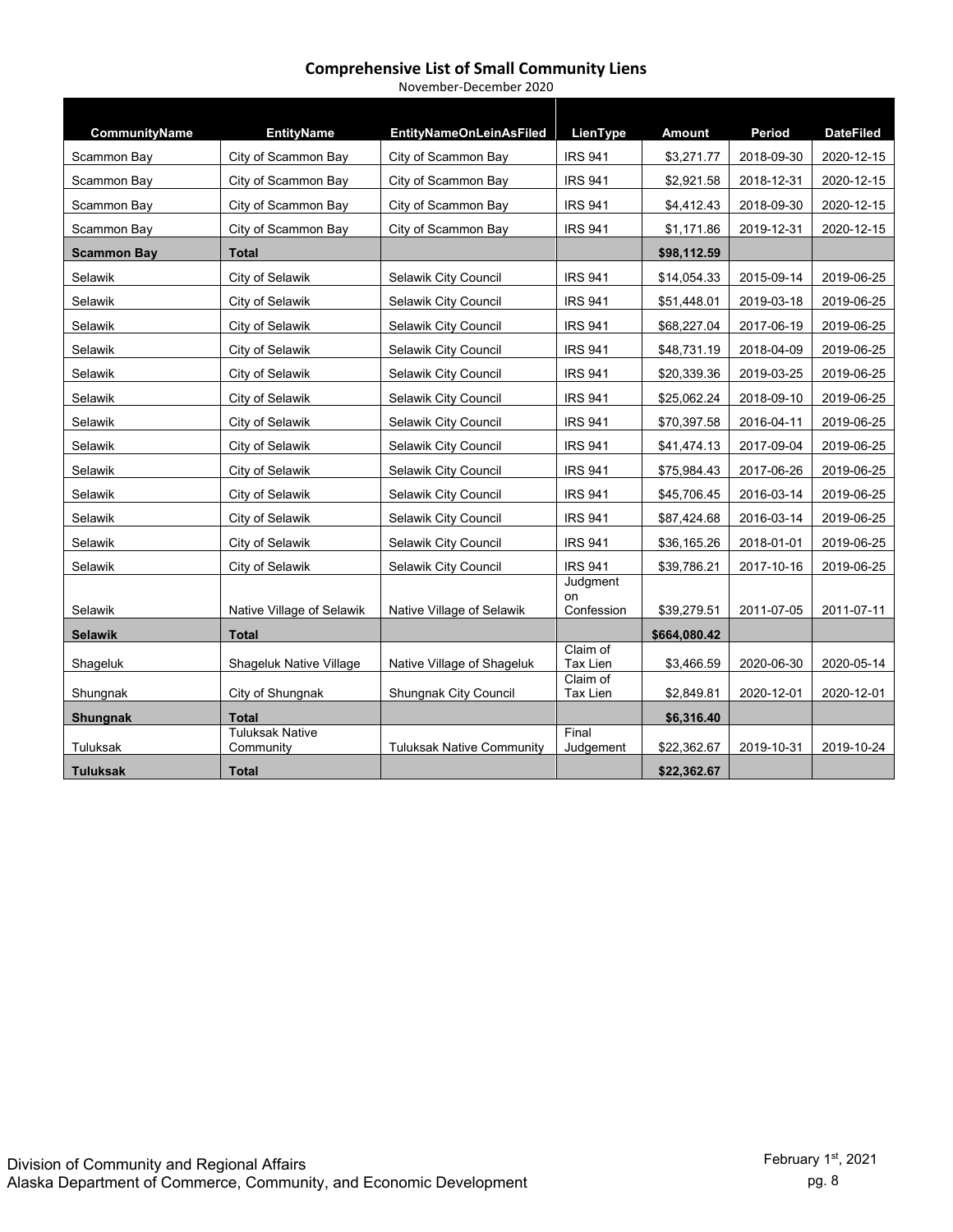# Comprehensive List of Small Community Liens

November-December 2020

| CommunityName | EntityName | EntityNameOnLeinAsFiled | LienType | Amount | Period | DateFiled |
|---|---|---|---|---|---|---|
| Scammon Bay | City of Scammon Bay | City of Scammon Bay | IRS 941 | $3,271.77 | 2018-09-30 | 2020-12-15 |
| Scammon Bay | City of Scammon Bay | City of Scammon Bay | IRS 941 | $2,921.58 | 2018-12-31 | 2020-12-15 |
| Scammon Bay | City of Scammon Bay | City of Scammon Bay | IRS 941 | $4,412.43 | 2018-09-30 | 2020-12-15 |
| Scammon Bay | City of Scammon Bay | City of Scammon Bay | IRS 941 | $1,171.86 | 2019-12-31 | 2020-12-15 |
| **Scammon Bay** | **Total** | | | **$98,112.59** | | |
| Selawik | City of Selawik | Selawik City Council | IRS 941 | $14,054.33 | 2015-09-14 | 2019-06-25 |
| Selawik | City of Selawik | Selawik City Council | IRS 941 | $51,448.01 | 2019-03-18 | 2019-06-25 |
| Selawik | City of Selawik | Selawik City Council | IRS 941 | $68,227.04 | 2017-06-19 | 2019-06-25 |
| Selawik | City of Selawik | Selawik City Council | IRS 941 | $48,731.19 | 2018-04-09 | 2019-06-25 |
| Selawik | City of Selawik | Selawik City Council | IRS 941 | $20,339.36 | 2019-03-25 | 2019-06-25 |
| Selawik | City of Selawik | Selawik City Council | IRS 941 | $25,062.24 | 2018-09-10 | 2019-06-25 |
| Selawik | City of Selawik | Selawik City Council | IRS 941 | $70,397.58 | 2016-04-11 | 2019-06-25 |
| Selawik | City of Selawik | Selawik City Council | IRS 941 | $41,474.13 | 2017-09-04 | 2019-06-25 |
| Selawik | City of Selawik | Selawik City Council | IRS 941 | $75,984.43 | 2017-06-26 | 2019-06-25 |
| Selawik | City of Selawik | Selawik City Council | IRS 941 | $45,706.45 | 2016-03-14 | 2019-06-25 |
| Selawik | City of Selawik | Selawik City Council | IRS 941 | $87,424.68 | 2016-03-14 | 2019-06-25 |
| Selawik | City of Selawik | Selawik City Council | IRS 941 | $36,165.26 | 2018-01-01 | 2019-06-25 |
| Selawik | City of Selawik | Selawik City Council | IRS 941 | $39,786.21 | 2017-10-16 | 2019-06-25 |
| Selawik | Native Village of Selawik | Native Village of Selawik | Judgment on Confession | $39,279.51 | 2011-07-05 | 2011-07-11 |
| **Selawik** | **Total** | | | **$664,080.42** | | |
| Shageluk | Shageluk Native Village | Native Village of Shageluk | Claim of Tax Lien | $3,466.59 | 2020-06-30 | 2020-05-14 |
| Shungnak | City of Shungnak | Shungnak City Council | Claim of Tax Lien | $2,849.81 | 2020-12-01 | 2020-12-01 |
| **Shungnak** | **Total** | | | **$6,316.40** | | |
| Tuluksak | Tuluksak Native Community | Tuluksak Native Community | Final Judgement | $22,362.67 | 2019-10-31 | 2019-10-24 |
| **Tuluksak** | **Total** | | | **$22,362.67** | | |

Division of Community and Regional Affairs
Alaska Department of Commerce, Community, and Economic Development

February 1st, 2021